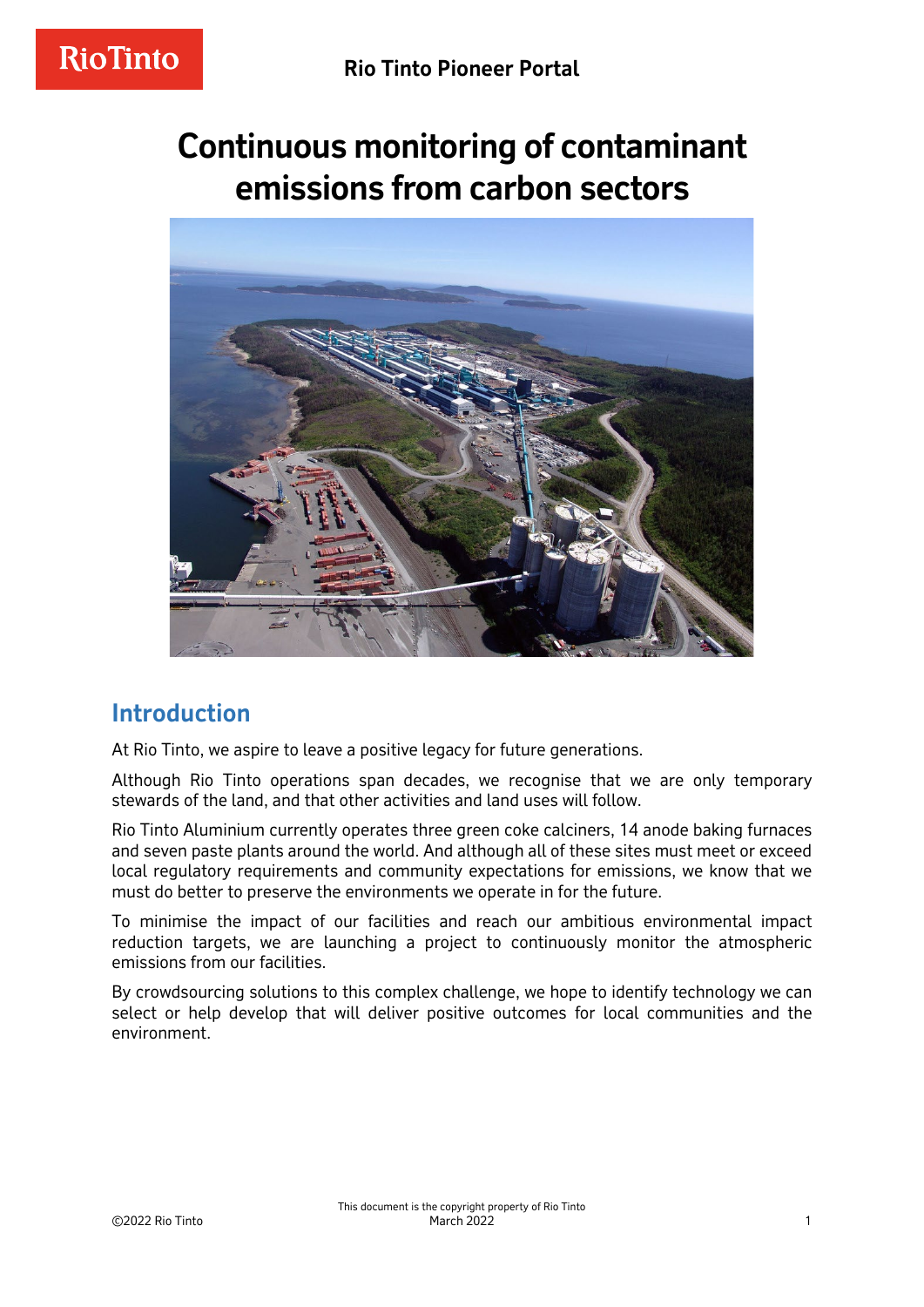# Continuous monitoring of contaminant emissions from carbon sectors

## Introduction

At Rio Tinto, we aspire to leave a positive legacy for future generations.

Although Rio Tinto operations span decades, we recognise that we are only temporary stewards of the land, and that other activities and land uses will follow.

Rio Tinto Aluminium currently operates three green coke calciners, 14 anode baking furnaces and seven paste plants around the world. And although all of these sites must meet or exceed local regulatory requirements and community expectations for emissions, we know that we must do better to preserve the environments we operate in for the future.

To minimise the impact of our facilities and reach our ambitious environmental impact reduction targets, we are launching a project to continuously monitor the atmospheric emissions from our facilities.

By crowdsourcing solutions to this complex challenge, we hope to identify technology we can select or help develop that will deliver positive outcomes for local communities and the environment.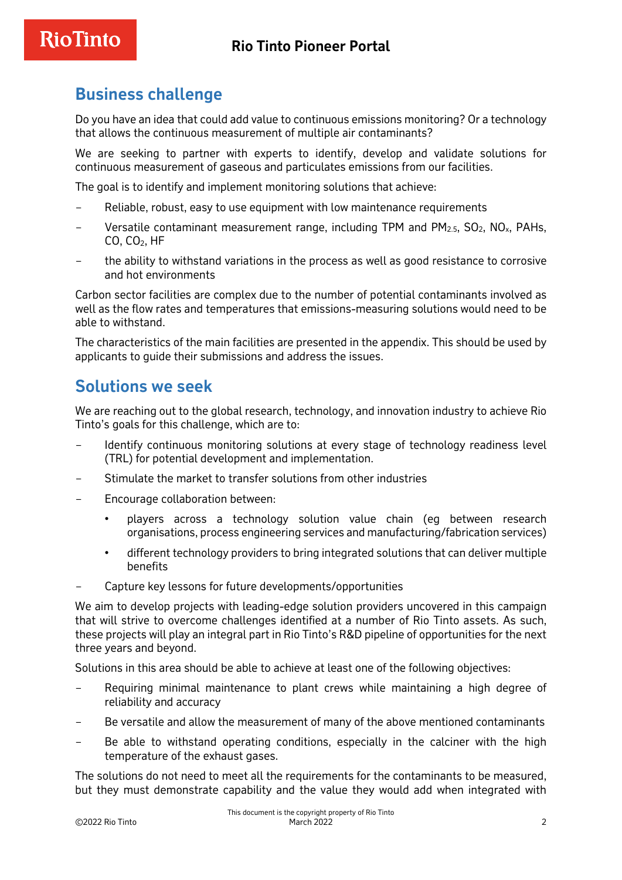## Business challenge

Do you have an idea that could add value to continuous emissions monitoring? Or a technology that allows the continuous measurement of multiple air contaminants?

We are seeking to partner with experts to identify, develop and validate solutions for continuous measurement of gaseous and particulates emissions from our facilities.

The goal is to identify and implement monitoring solutions that achieve:

- Reliable, robust, easy to use equipment with low maintenance requirements
- Versatile contaminant measurement range, including TPM and $PM_{2.5}$, $SO_2$, $NO_x$, PAHs, CO, $CO_2$, HF
- the ability to withstand variations in the process as well as good resistance to corrosive and hot environments

Carbon sector facilities are complex due to the number of potential contaminants involved as well as the flow rates and temperatures that emissions-measuring solutions would need to be able to withstand.

The characteristics of the main facilities are presented in the appendix. This should be used by applicants to guide their submissions and address the issues.

## Solutions we seek

We are reaching out to the global research, technology, and innovation industry to achieve Rio Tinto's goals for this challenge, which are to:

- Identify continuous monitoring solutions at every stage of technology readiness level (TRL) for potential development and implementation.
- Stimulate the market to transfer solutions from other industries
- Encourage collaboration between:
  - players across a technology solution value chain (eg between research organisations, process engineering services and manufacturing/fabrication services)
  - different technology providers to bring integrated solutions that can deliver multiple benefits
- Capture key lessons for future developments/opportunities

We aim to develop projects with leading-edge solution providers uncovered in this campaign that will strive to overcome challenges identified at a number of Rio Tinto assets. As such, these projects will play an integral part in Rio Tinto's R&D pipeline of opportunities for the next three years and beyond.

Solutions in this area should be able to achieve at least one of the following objectives:

- Requiring minimal maintenance to plant crews while maintaining a high degree of reliability and accuracy
- Be versatile and allow the measurement of many of the above mentioned contaminants
- Be able to withstand operating conditions, especially in the calciner with the high temperature of the exhaust gases.

The solutions do not need to meet all the requirements for the contaminants to be measured, but they must demonstrate capability and the value they would add when integrated with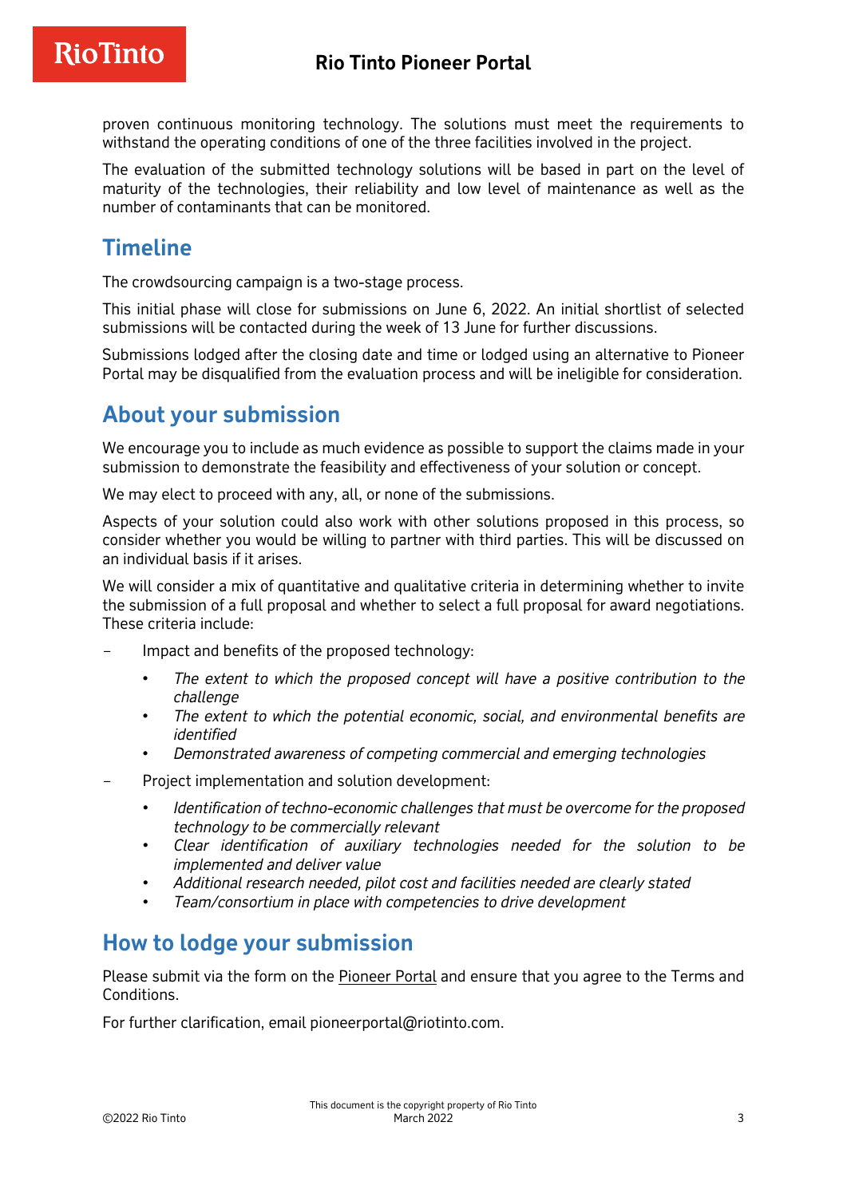proven continuous monitoring technology. The solutions must meet the requirements to withstand the operating conditions of one of the three facilities involved in the project.

The evaluation of the submitted technology solutions will be based in part on the level of maturity of the technologies, their reliability and low level of maintenance as well as the number of contaminants that can be monitored.

## Timeline

The crowdsourcing campaign is a two-stage process.

This initial phase will close for submissions on June 6, 2022. An initial shortlist of selected submissions will be contacted during the week of 13 June for further discussions.

Submissions lodged after the closing date and time or lodged using an alternative to Pioneer Portal may be disqualified from the evaluation process and will be ineligible for consideration.

## About your submission

We encourage you to include as much evidence as possible to support the claims made in your submission to demonstrate the feasibility and effectiveness of your solution or concept.

We may elect to proceed with any, all, or none of the submissions.

Aspects of your solution could also work with other solutions proposed in this process, so consider whether you would be willing to partner with third parties. This will be discussed on an individual basis if it arises.

We will consider a mix of quantitative and qualitative criteria in determining whether to invite the submission of a full proposal and whether to select a full proposal for award negotiations. These criteria include:

- Impact and benefits of the proposed technology:
    - *The extent to which the proposed concept will have a positive contribution to the challenge*
    - *The extent to which the potential economic, social, and environmental benefits are identified*
    - *Demonstrated awareness of competing commercial and emerging technologies*
- Project implementation and solution development:
    - *Identification of techno-economic challenges that must be overcome for the proposed technology to be commercially relevant*
    - *Clear identification of auxiliary technologies needed for the solution to be implemented and deliver value*
    - *Additional research needed, pilot cost and facilities needed are clearly stated*
    - *Team/consortium in place with competencies to drive development*

## How to lodge your submission

Please submit via the form on the Pioneer Portal and ensure that you agree to the Terms and Conditions.

For further clarification, email pioneerportal@riotinto.com.